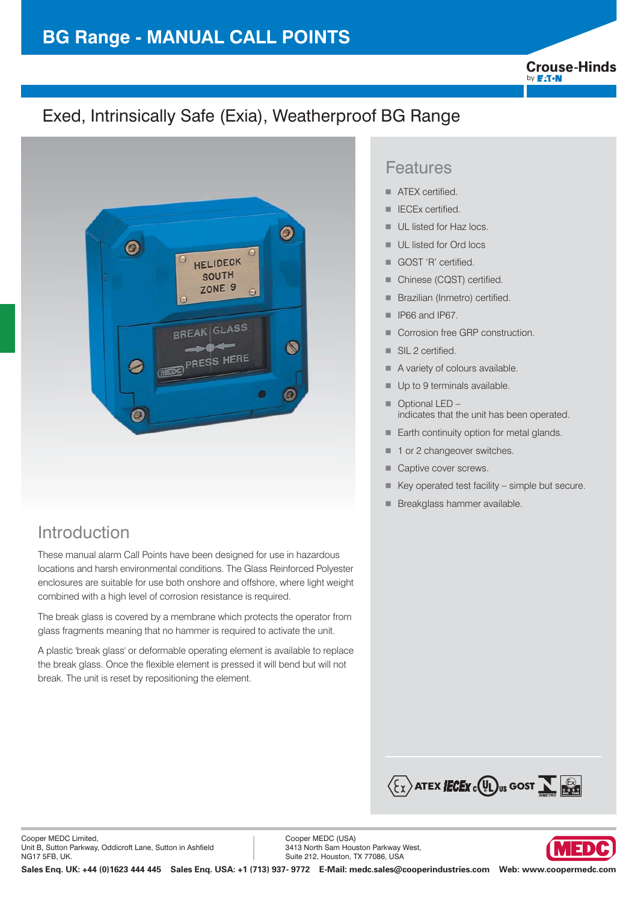# BG Range - MANUAL CALL POINTS

## Exed, Intrinsically Safe (Exia), Weatherproof BG Range

## Features

- ATEX certified.
- IECEx certified.
- UL listed for Haz locs.
- UL listed for Ord locs
- GOST 'R' certified.
- Chinese (CQST) certified.
- Brazilian (Inmetro) certified.
- IP66 and IP67.
- Corrosion free GRP construction.
- SIL 2 certified.
- A variety of colours available.
- Up to 9 terminals available.
- Optional LED – indicates that the unit has been operated.
- Earth continuity option for metal glands.
- 1 or 2 changeover switches.
- Captive cover screws.
- Key operated test facility – simple but secure.
- Breakglass hammer available.

## Introduction

These manual alarm Call Points have been designed for use in hazardous locations and harsh environmental conditions. The Glass Reinforced Polyester enclosures are suitable for use both onshore and offshore, where light weight combined with a high level of corrosion resistance is required.

The break glass is covered by a membrane which protects the operator from glass fragments meaning that no hammer is required to activate the unit.

A plastic 'break glass' or deformable operating element is available to replace the break glass. Once the flexible element is pressed it will bend but will not break. The unit is reset by repositioning the element.

Cooper MEDC Limited,
Unit B, Sutton Parkway, Oddicroft Lane, Sutton in Ashfield
NG17 5FB, UK.

Cooper MEDC (USA)
3413 North Sam Houston Parkway West,
Suite 212, Houston, TX 77086, USA

**Sales Enq. UK: +44 (0)1623 444 445 Sales Enq. USA: +1 (713) 937- 9772 E-Mail: medc.sales@cooperindustries.com Web: www.coopermedc.com**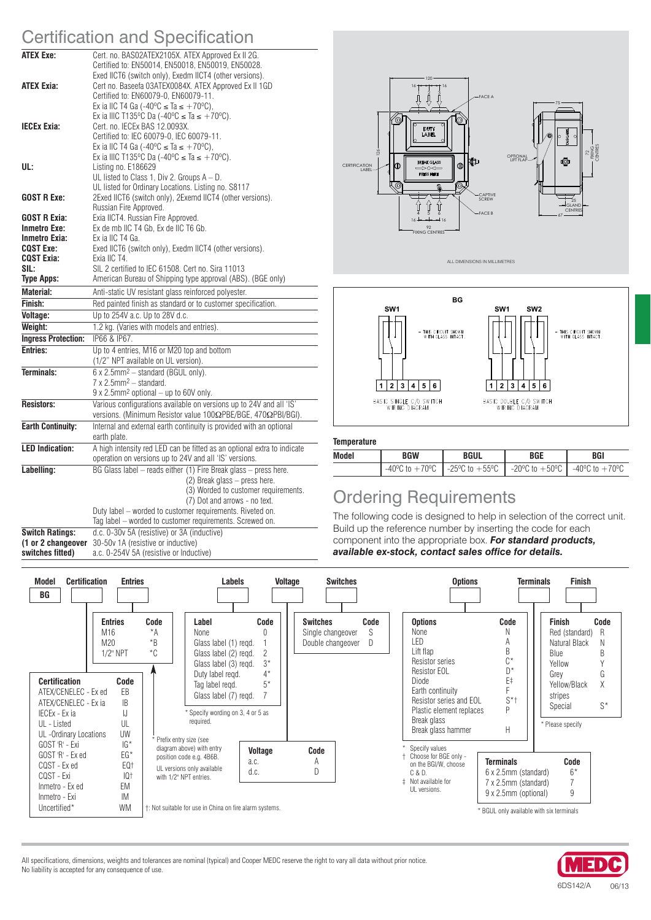# Certification and Specification

| | |
|---|---|
| **ATEX Exe:** | Cert. no. BAS02ATEX2105X. ATEX Approved Ex II 2G. Certified to: EN50014, EN50018, EN50019, EN50028. Exed IICT6 (switch only), Exedm IICT4 (other versions). |
| **ATEX Exia:** | Cert no. Baseefa 03ATEX0084X. ATEX Approved Ex II 1GD Certified to: EN60079-0, EN60079-11. Ex ia IIC T4 Ga (-40ºC ≤ Ta ≤ +70ºC), Ex ia IIIC T135ºC Da (-40ºC ≤ Ta ≤ +70ºC). |
| **IECEx Exia:** | Cert. no. IECEx BAS 12.0093X. Certified to: IEC 60079-0, IEC 60079-11. Ex ia IIC T4 Ga (-40ºC ≤ Ta ≤ +70ºC), Ex ia IIIC T135ºC Da (-40ºC ≤ Ta ≤ +70ºC). |
| **UL:** | Listing no. E186629 UL listed to Class 1, Div 2. Groups A – D. UL listed for Ordinary Locations. Listing no. S8117 |
| **GOST R Exe:** | 2Exed IICT6 (switch only), 2Exemd IICT4 (other versions). Russian Fire Approved. |
| **GOST R Exia:** | Exia IICT4. Russian Fire Approved. |
| **Inmetro Exe:** | Ex de mb IIC T4 Gb, Ex de IIC T6 Gb. |
| **Inmetro Exia:** | Ex ia IIC T4 Ga. |
| **CQST Exe:** | Exed IICT6 (switch only), Exedm IICT4 (other versions). |
| **CQST Exia:** | Exia IIC T4. |
| **SIL:** | SIL 2 certified to IEC 61508. Cert no. Sira 11013 |
| **Type Apps:** | American Bureau of Shipping type approval (ABS). (BGE only) |
| **Material:** | Anti-static UV resistant glass reinforced polyester. |
| **Finish:** | Red painted finish as standard or to customer specification. |
| **Voltage:** | Up to 254V a.c. Up to 28V d.c. |
| **Weight:** | 1.2 kg. (Varies with models and entries). |
| **Ingress Protection:** | IP66 & IP67. |
| **Entries:** | Up to 4 entries, M16 or M20 top and bottom (1/2" NPT available on UL version). |
| **Terminals:** | 6 x 2.5mm² – standard (BGUL only). 7 x 2.5mm² – standard. 9 x 2.5mm² optional – up to 60V only. |
| **Resistors:** | Various configurations available on versions up to 24V and all 'IS' versions. (Minimum Resistor value 100ΩPBE/BGE, 470ΩPBI/BGI). |
| **Earth Continuity:** | Internal and external earth continuity is provided with an optional earth plate. |
| **LED Indication:** | A high intensity red LED can be fitted as an optional extra to indicate operation on versions up to 24V and all 'IS' versions. |
| **Labelling:** | BG Glass label – reads either (1) Fire Break glass – press here. (2) Break glass – press here. (3) Worded to customer requirements. (7) Dot and arrows - no text. Duty label – worded to customer requirements. Riveted on. Tag label – worded to customer requirements. Screwed on. |
| **Switch Ratings: (1 or 2 changeover switches fitted)** | d.c. 0-30v 5A (resistive) or 3A (inductive) 30-50v 1A (resistive or inductive) a.c. 0-254V 5A (resistive or Inductive) |

120
16 16
FACE A
DUTY LABEL
BREAK GLASS
PRESS HERE
CERTIFICATION LABEL
126
CAPTIVE SCREW
FACE B
16 16
92 FIXING CENTRES
75
OPTIONAL LIFT FLAP
72 FIXING CENTRES
25 GLAND CENTRES
67
ALL DIMENSIONS IN MILLIMETRES

BG
SW1
– THIS CIRCUIT SHOWN WITH GLASS INTACT.
1 2 3 4 5 6
BASIC SINGLE C/O SWITCH WIRING DIAGRAM
SW1 SW2
– THIS CIRCUIT SHOWN WITH GLASS INTACT.
1 2 3 4 5 6
BASIC DOUBLE C/O SWITCH WIRING DIAGRAM

**Temperature**

| Model | BGW | BGUL | BGE | BGI |
|---|---|---|---|---|
| | -40ºC to +70ºC | -25ºC to +55ºC | -20ºC to +50ºC | -40ºC to +70ºC |

# Ordering Requirements

The following code is designed to help in selection of the correct unit. Build up the reference number by inserting the code for each component into the appropriate box. ***For standard products, available ex-stock, contact sales office for details.***

Model: BG | Certification | Entries | Labels | Voltage | Switches | Options | Terminals | Finish

| Certification | Code |
|---|---|
| ATEX/CENELEC - Ex ed | EB |
| ATEX/CENELEC - Ex ia | IB |
| IECEx - Ex ia | IJ |
| UL - Listed | UL |
| UL -Ordinary Locations | UW |
| GOST 'R' - Exi | IG* |
| GOST 'R' - Ex ed | EG* |
| CQST - Ex ed | EQ† |
| CQST - Exi | IQ† |
| Inmetro - Ex ed | EM |
| Inmetro - Exi | IM |
| Uncertified* | WM |

| Entries | Code |
|---|---|
| M16 | *A |
| M20 | *B |
| 1/2" NPT | *C |

\* Prefix entry size (see diagram above) with entry position code e.g. 4B6B.
UL versions only available with 1/2" NPT entries.

| Label | Code |
|---|---|
| None | 0 |
| Glass label (1) reqd. | 1 |
| Glass label (2) reqd. | 2 |
| Glass label (3) reqd. | 3* |
| Duty label reqd. | 4* |
| Tag label reqd. | 5* |
| Glass label (7) reqd. | 7 |

\* Specify wording on 3, 4 or 5 as required.

| Voltage | Code |
|---|---|
| a.c. | A |
| d.c. | D |

| Switches | Code |
|---|---|
| Single changeover | S |
| Double changeover | D |

| Options | Code |
|---|---|
| None | N |
| LED | A |
| Lift flap | B |
| Resistor series | C* |
| Resistor EOL | D* |
| Diode | E‡ |
| Earth continuity | F |
| Resistor series and EOL | S*† |
| Plastic element replaces Break glass | P |
| Break glass hammer | H |

\* Specify values
† Choose for BGE only - on the BGI/W, choose C & D.
‡ Not available for UL versions.

| Terminals | Code |
|---|---|
| 6 x 2.5mm (standard) | 6* |
| 7 x 2.5mm (standard) | 7 |
| 9 x 2.5mm (optional) | 9 |

\* BGUL only available with six terminals

| Finish | Code |
|---|---|
| Red (standard) | R |
| Natural Black | N |
| Blue | B |
| Yellow | Y |
| Grey | G |
| Yellow/Black stripes | X |
| Special | S* |

\* Please specify

†: Not suitable for use in China on fire alarm systems.

All specifications, dimensions, weights and tolerances are nominal (typical) and Cooper MEDC reserve the right to vary all data without prior notice.
No liability is accepted for any consequence of use.

MEDC
6DS142/A 06/13